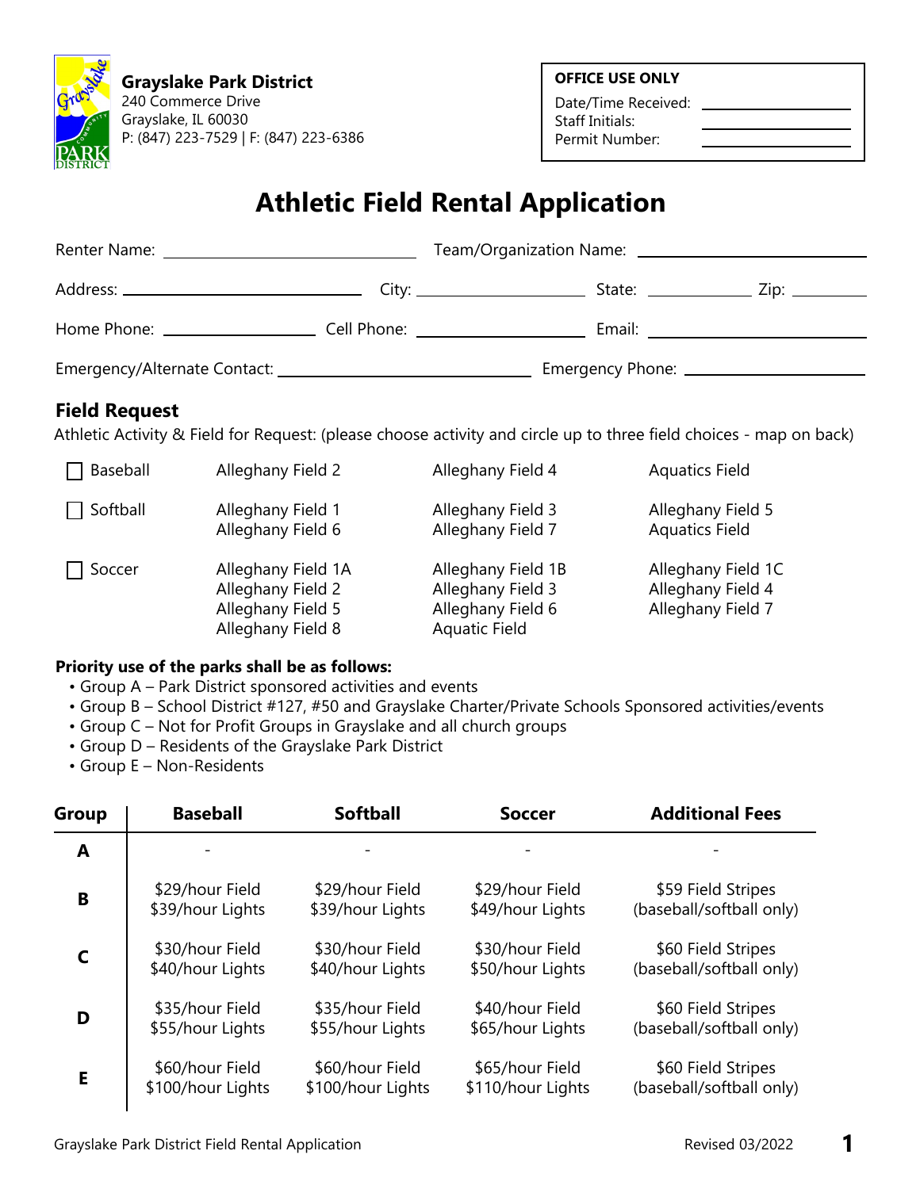**Grayslake Park District**
240 Commerce Drive
Grayslake, IL 60030
P: (847) 223-7529 | F: (847) 223-6386

**OFFICE USE ONLY**
Date/Time Received: ______________
Staff Initials: ______________
Permit Number: ______________

# Athletic Field Rental Application

Renter Name: ______________________ Team/Organization Name: ______________________

Address: ______________________ City: ______________ State: __________ Zip: ________

Home Phone: ______________ Cell Phone: ______________ Email: ______________________

Emergency/Alternate Contact: ______________________ Emergency Phone: ______________________

## Field Request

Athletic Activity & Field for Request: (please choose activity and circle up to three field choices - map on back)

- ☐ Baseball: Alleghany Field 2, Alleghany Field 4, Aquatics Field
- ☐ Softball: Alleghany Field 1, Alleghany Field 3, Alleghany Field 5, Alleghany Field 6, Alleghany Field 7, Aquatics Field
- ☐ Soccer: Alleghany Field 1A, Alleghany Field 1B, Alleghany Field 1C, Alleghany Field 2, Alleghany Field 3, Alleghany Field 4, Alleghany Field 5, Alleghany Field 6, Alleghany Field 7, Alleghany Field 8, Aquatic Field

**Priority use of the parks shall be as follows:**

- Group A – Park District sponsored activities and events
- Group B – School District #127, #50 and Grayslake Charter/Private Schools Sponsored activities/events
- Group C – Not for Profit Groups in Grayslake and all church groups
- Group D – Residents of the Grayslake Park District
- Group E – Non-Residents

| Group | Baseball | Softball | Soccer | Additional Fees |
|---|---|---|---|---|
| A | - | - | - | - |
| B | $29/hour Field<br>$39/hour Lights | $29/hour Field<br>$39/hour Lights | $29/hour Field<br>$49/hour Lights | $59 Field Stripes<br>(baseball/softball only) |
| C | $30/hour Field<br>$40/hour Lights | $30/hour Field<br>$40/hour Lights | $30/hour Field<br>$50/hour Lights | $60 Field Stripes<br>(baseball/softball only) |
| D | $35/hour Field<br>$55/hour Lights | $35/hour Field<br>$55/hour Lights | $40/hour Field<br>$65/hour Lights | $60 Field Stripes<br>(baseball/softball only) |
| E | $60/hour Field<br>$100/hour Lights | $60/hour Field<br>$100/hour Lights | $65/hour Field<br>$110/hour Lights | $60 Field Stripes<br>(baseball/softball only) |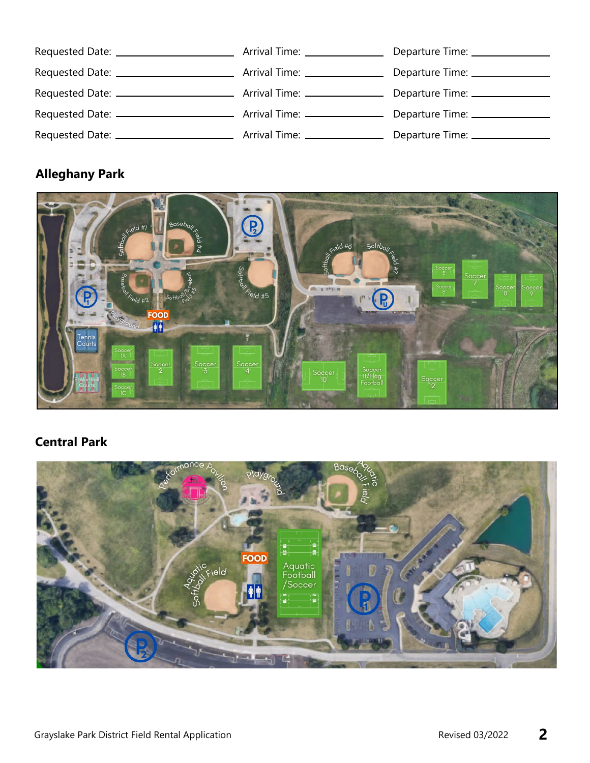Requested Date: ____________________ Arrival Time: ____________ Departure Time: ____________

Requested Date: ____________________ Arrival Time: ____________ Departure Time: ____________

Requested Date: ____________________ Arrival Time: ____________ Departure Time: ____________

Requested Date: ____________________ Arrival Time: ____________ Departure Time: ____________

Requested Date: ____________________ Arrival Time: ____________ Departure Time: ____________

## Alleghany Park

## Central Park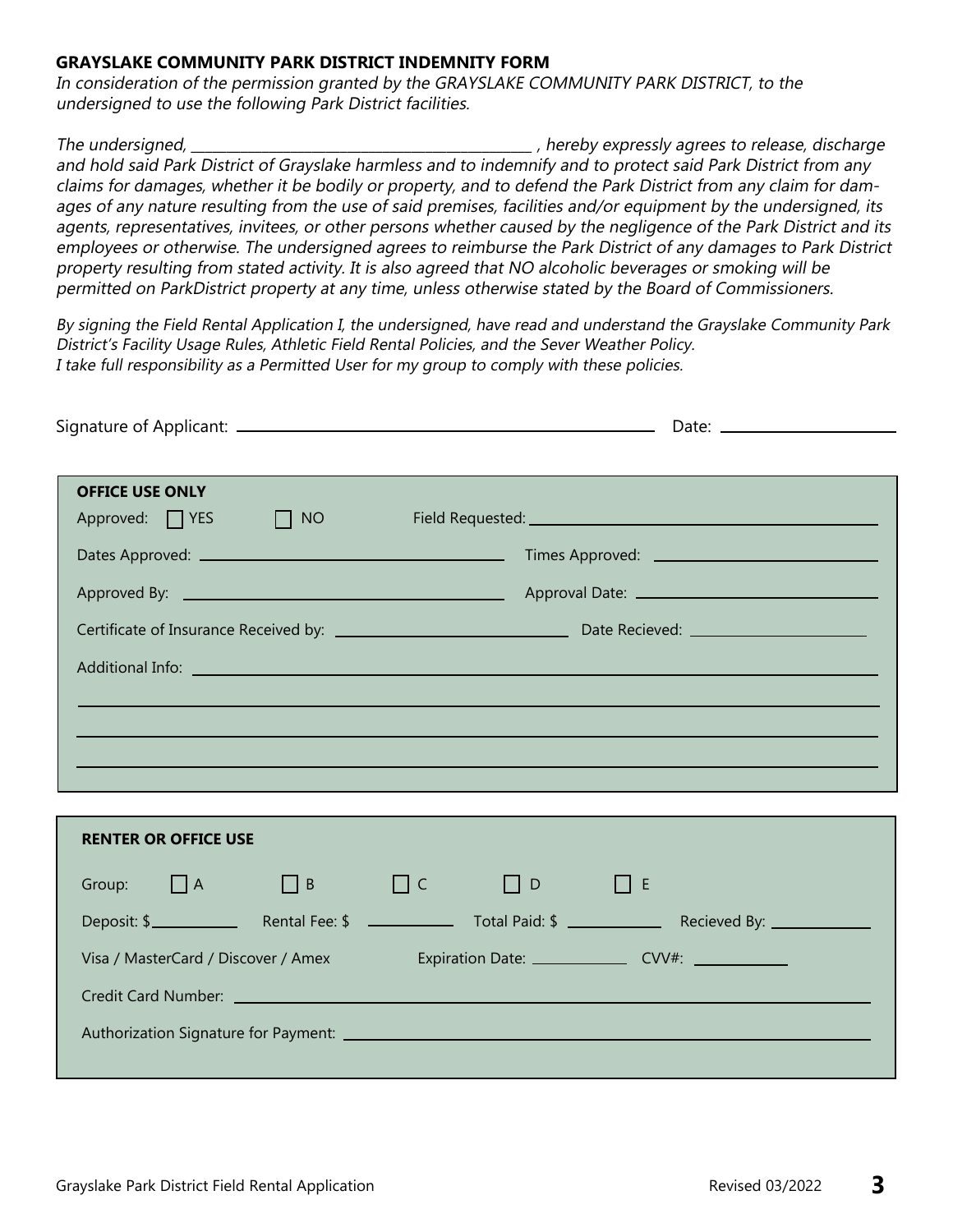**GRAYSLAKE COMMUNITY PARK DISTRICT INDEMNITY FORM**

*In consideration of the permission granted by the GRAYSLAKE COMMUNITY PARK DISTRICT, to the undersigned to use the following Park District facilities.*

*The undersigned, ______________________________________________ , hereby expressly agrees to release, discharge and hold said Park District of Grayslake harmless and to indemnify and to protect said Park District from any claims for damages, whether it be bodily or property, and to defend the Park District from any claim for damages of any nature resulting from the use of said premises, facilities and/or equipment by the undersigned, its agents, representatives, invitees, or other persons whether caused by the negligence of the Park District and its employees or otherwise. The undersigned agrees to reimburse the Park District of any damages to Park District property resulting from stated activity. It is also agreed that NO alcoholic beverages or smoking will be permitted on ParkDistrict property at any time, unless otherwise stated by the Board of Commissioners.*

*By signing the Field Rental Application I, the undersigned, have read and understand the Grayslake Community Park District's Facility Usage Rules, Athletic Field Rental Policies, and the Sever Weather Policy.*
*I take full responsibility as a Permitted User for my group to comply with these policies.*

Signature of Applicant: ______________________________________________ Date: ____________________

**OFFICE USE ONLY**

Approved: ☐ YES ☐ NO Field Requested: ______________________________________

Dates Approved: ______________________________ Times Approved: ______________________________

Approved By: ______________________________ Approval Date: ______________________________

Certificate of Insurance Received by: ______________________________ Date Recieved: ____________________

Additional Info: ____________________________________________________________

____________________________________________________________

____________________________________________________________

____________________________________________________________

**RENTER OR OFFICE USE**

Group: ☐ A ☐ B ☐ C ☐ D ☐ E

Deposit: $__________ Rental Fee: $ __________ Total Paid: $ __________ Recieved By: __________

Visa / MasterCard / Discover / Amex Expiration Date: __________ CVV#: __________

Credit Card Number: ____________________________________________________________

Authorization Signature for Payment: ____________________________________________________________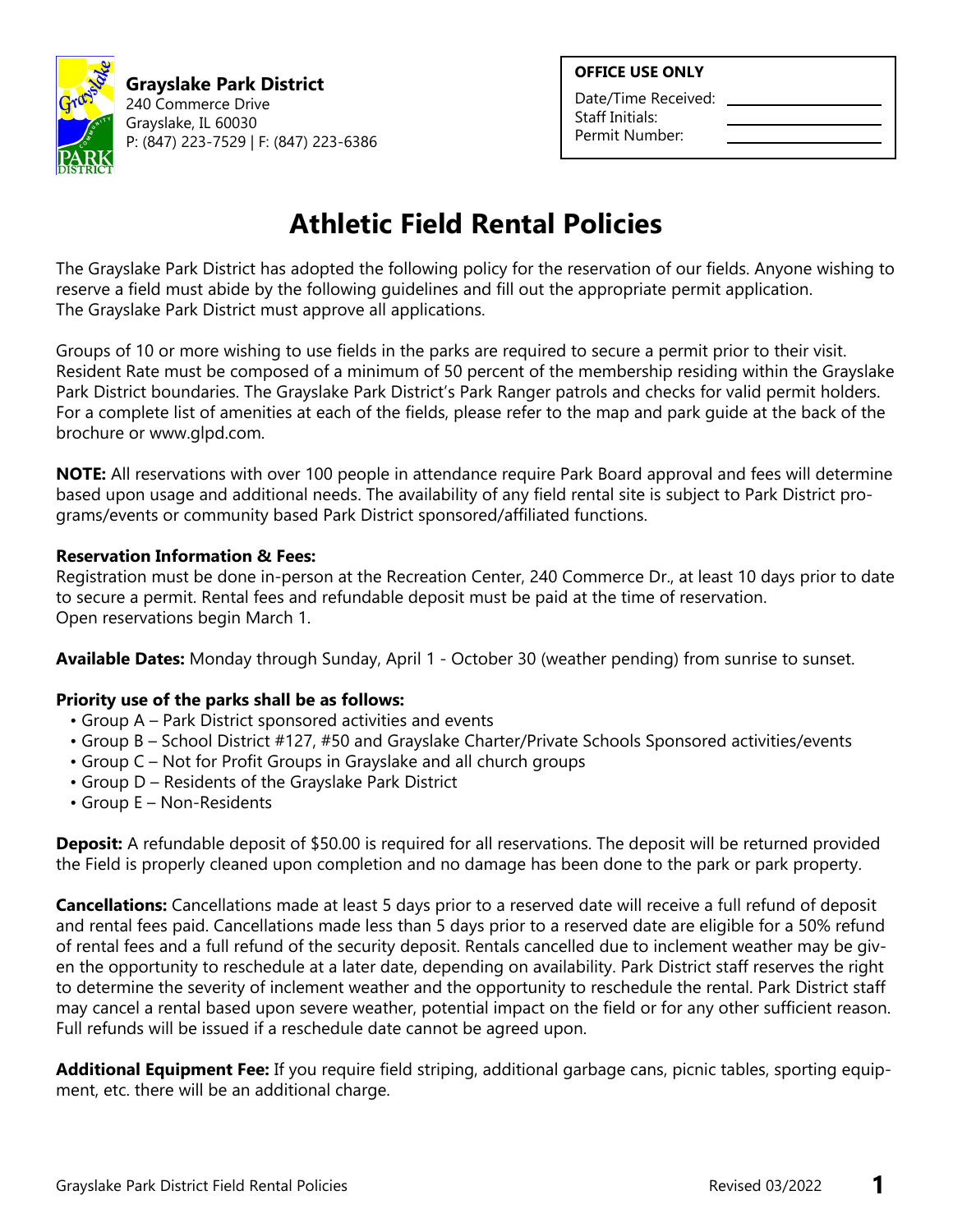**Grayslake Park District**
240 Commerce Drive
Grayslake, IL 60030
P: (847) 223-7529 | F: (847) 223-6386

**OFFICE USE ONLY**

Date/Time Received: ____________
Staff Initials: ____________
Permit Number: ____________

# Athletic Field Rental Policies

The Grayslake Park District has adopted the following policy for the reservation of our fields. Anyone wishing to reserve a field must abide by the following guidelines and fill out the appropriate permit application. The Grayslake Park District must approve all applications.

Groups of 10 or more wishing to use fields in the parks are required to secure a permit prior to their visit. Resident Rate must be composed of a minimum of 50 percent of the membership residing within the Grayslake Park District boundaries. The Grayslake Park District's Park Ranger patrols and checks for valid permit holders. For a complete list of amenities at each of the fields, please refer to the map and park guide at the back of the brochure or www.glpd.com.

**NOTE:** All reservations with over 100 people in attendance require Park Board approval and fees will determine based upon usage and additional needs. The availability of any field rental site is subject to Park District programs/events or community based Park District sponsored/affiliated functions.

**Reservation Information & Fees:**
Registration must be done in-person at the Recreation Center, 240 Commerce Dr., at least 10 days prior to date to secure a permit. Rental fees and refundable deposit must be paid at the time of reservation.
Open reservations begin March 1.

**Available Dates:** Monday through Sunday, April 1 - October 30 (weather pending) from sunrise to sunset.

**Priority use of the parks shall be as follows:**

- Group A – Park District sponsored activities and events
- Group B – School District #127, #50 and Grayslake Charter/Private Schools Sponsored activities/events
- Group C – Not for Profit Groups in Grayslake and all church groups
- Group D – Residents of the Grayslake Park District
- Group E – Non-Residents

**Deposit:** A refundable deposit of $50.00 is required for all reservations. The deposit will be returned provided the Field is properly cleaned upon completion and no damage has been done to the park or park property.

**Cancellations:** Cancellations made at least 5 days prior to a reserved date will receive a full refund of deposit and rental fees paid. Cancellations made less than 5 days prior to a reserved date are eligible for a 50% refund of rental fees and a full refund of the security deposit. Rentals cancelled due to inclement weather may be given the opportunity to reschedule at a later date, depending on availability. Park District staff reserves the right to determine the severity of inclement weather and the opportunity to reschedule the rental. Park District staff may cancel a rental based upon severe weather, potential impact on the field or for any other sufficient reason. Full refunds will be issued if a reschedule date cannot be agreed upon.

**Additional Equipment Fee:** If you require field striping, additional garbage cans, picnic tables, sporting equipment, etc. there will be an additional charge.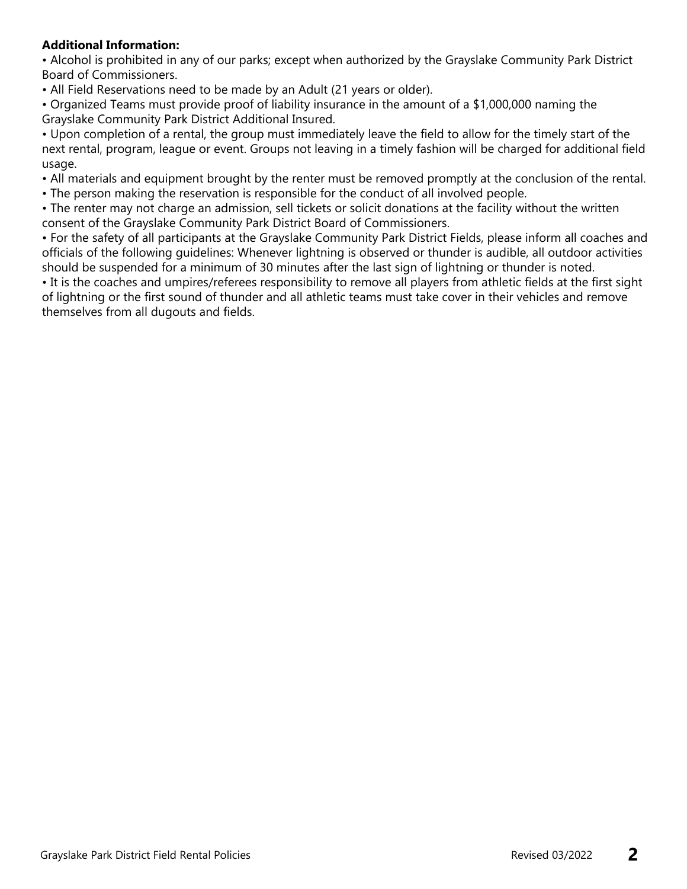**Additional Information:**

- Alcohol is prohibited in any of our parks; except when authorized by the Grayslake Community Park District Board of Commissioners.
- All Field Reservations need to be made by an Adult (21 years or older).
- Organized Teams must provide proof of liability insurance in the amount of a $1,000,000 naming the Grayslake Community Park District Additional Insured.
- Upon completion of a rental, the group must immediately leave the field to allow for the timely start of the next rental, program, league or event. Groups not leaving in a timely fashion will be charged for additional field usage.
- All materials and equipment brought by the renter must be removed promptly at the conclusion of the rental.
- The person making the reservation is responsible for the conduct of all involved people.
- The renter may not charge an admission, sell tickets or solicit donations at the facility without the written consent of the Grayslake Community Park District Board of Commissioners.
- For the safety of all participants at the Grayslake Community Park District Fields, please inform all coaches and officials of the following guidelines: Whenever lightning is observed or thunder is audible, all outdoor activities should be suspended for a minimum of 30 minutes after the last sign of lightning or thunder is noted.
- It is the coaches and umpires/referees responsibility to remove all players from athletic fields at the first sight of lightning or the first sound of thunder and all athletic teams must take cover in their vehicles and remove themselves from all dugouts and fields.